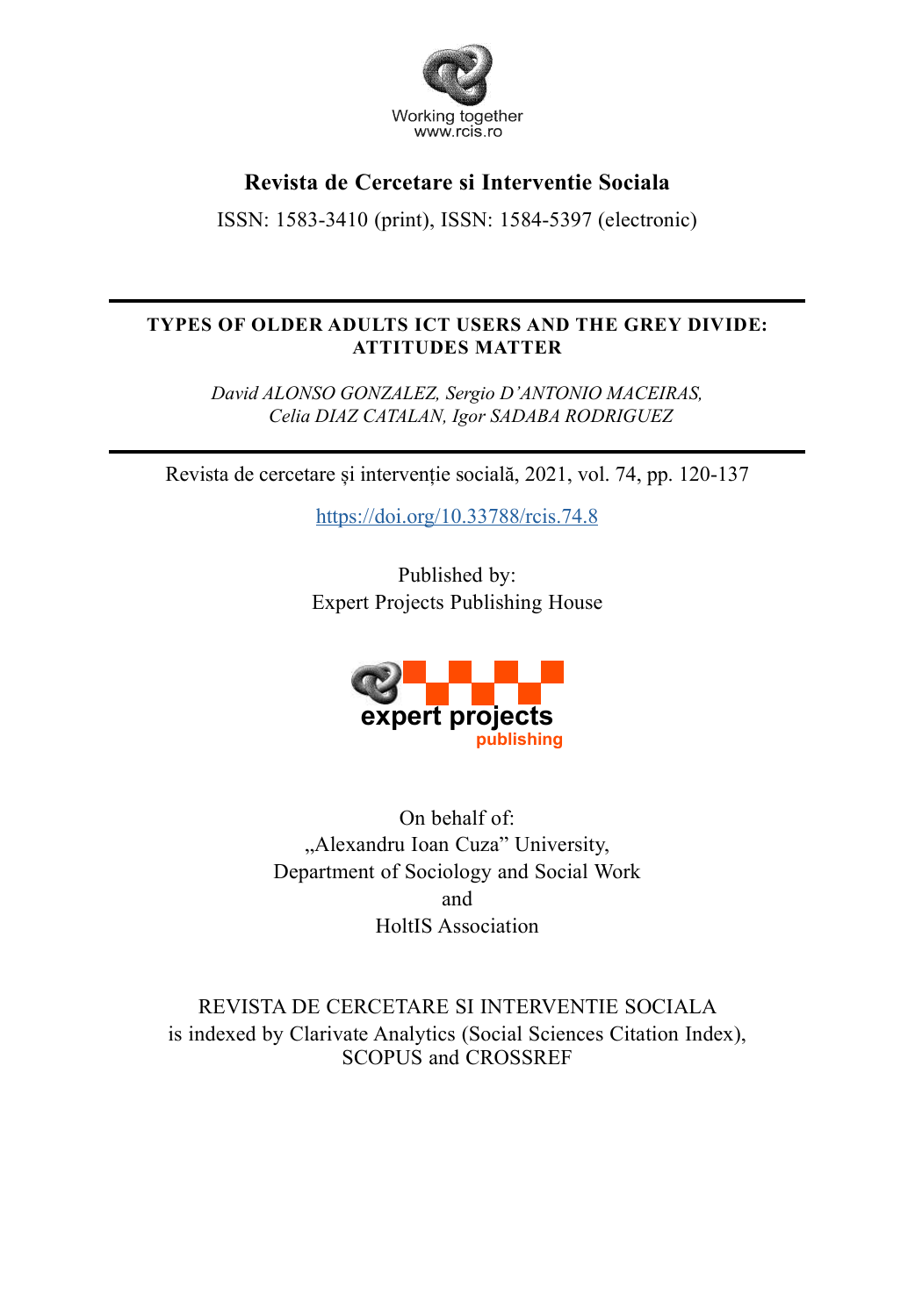Working together
www.rcis.ro

# Revista de Cercetare si Interventie Sociala

ISSN: 1583-3410 (print), ISSN: 1584-5397 (electronic)

---

## TYPES OF OLDER ADULTS ICT USERS AND THE GREY DIVIDE: ATTITUDES MATTER

*David ALONSO GONZALEZ, Sergio D'ANTONIO MACEIRAS, Celia DIAZ CATALAN, Igor SADABA RODRIGUEZ*

---

Revista de cercetare și intervenție socială, 2021, vol. 74, pp. 120-137

https://doi.org/10.33788/rcis.74.8

Published by:
Expert Projects Publishing House

expert projects
publishing

On behalf of:
„Alexandru Ioan Cuza" University,
Department of Sociology and Social Work
and
HoltIS Association

REVISTA DE CERCETARE SI INTERVENTIE SOCIALA
is indexed by Clarivate Analytics (Social Sciences Citation Index),
SCOPUS and CROSSREF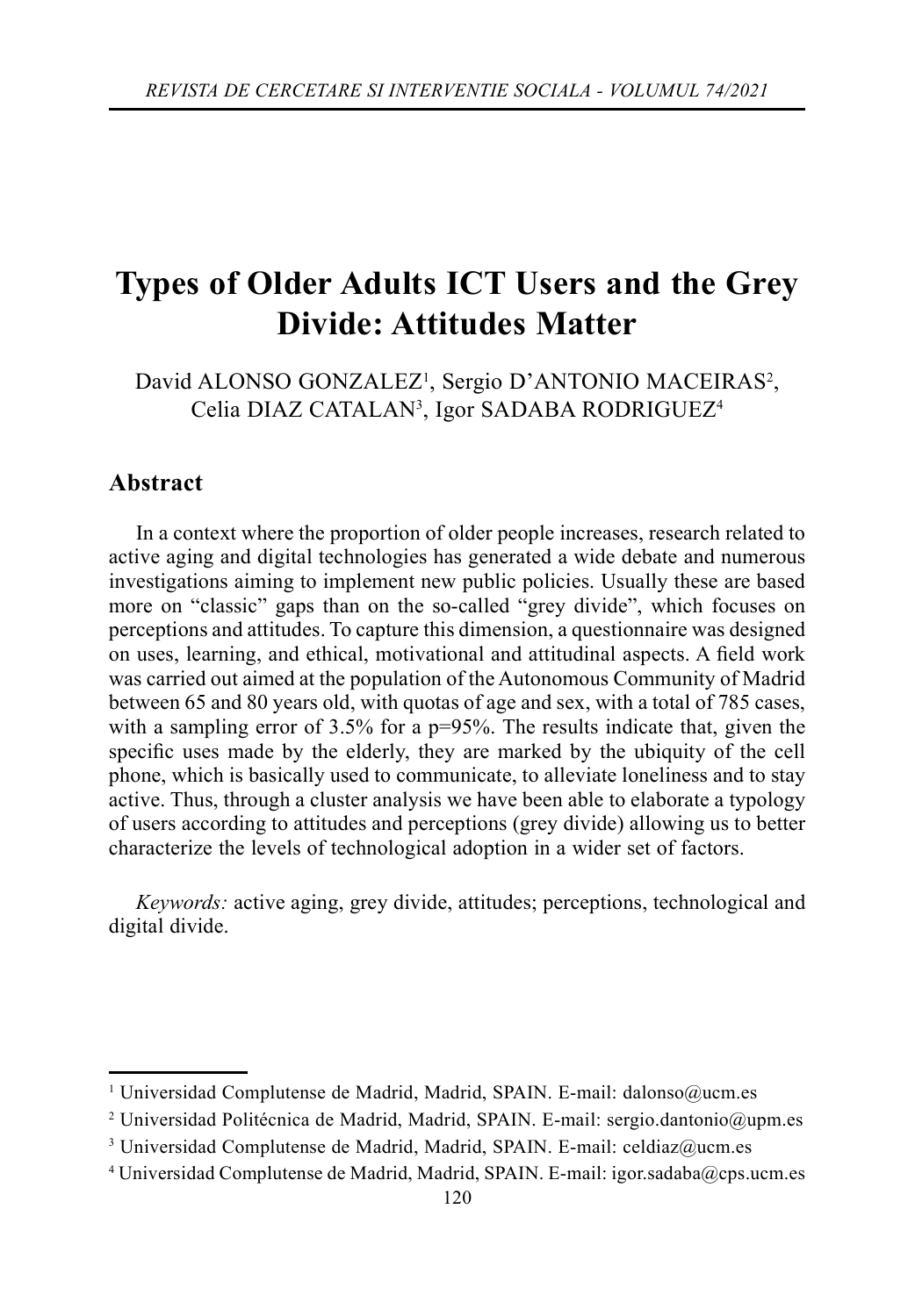# Types of Older Adults ICT Users and the Grey Divide: Attitudes Matter

David ALONSO GONZALEZ[1], Sergio D'ANTONIO MACEIRAS[2], Celia DIAZ CATALAN[3], Igor SADABA RODRIGUEZ[4]

## Abstract

In a context where the proportion of older people increases, research related to active aging and digital technologies has generated a wide debate and numerous investigations aiming to implement new public policies. Usually these are based more on "classic" gaps than on the so-called "grey divide", which focuses on perceptions and attitudes. To capture this dimension, a questionnaire was designed on uses, learning, and ethical, motivational and attitudinal aspects. A field work was carried out aimed at the population of the Autonomous Community of Madrid between 65 and 80 years old, with quotas of age and sex, with a total of 785 cases, with a sampling error of 3.5% for a p=95%. The results indicate that, given the specific uses made by the elderly, they are marked by the ubiquity of the cell phone, which is basically used to communicate, to alleviate loneliness and to stay active. Thus, through a cluster analysis we have been able to elaborate a typology of users according to attitudes and perceptions (grey divide) allowing us to better characterize the levels of technological adoption in a wider set of factors.

*Keywords:* active aging, grey divide, attitudes; perceptions, technological and digital divide.

---

[1] Universidad Complutense de Madrid, Madrid, SPAIN. E-mail: dalonso@ucm.es

[2] Universidad Politécnica de Madrid, Madrid, SPAIN. E-mail: sergio.dantonio@upm.es

[3] Universidad Complutense de Madrid, Madrid, SPAIN. E-mail: celdiaz@ucm.es

[4] Universidad Complutense de Madrid, Madrid, SPAIN. E-mail: igor.sadaba@cps.ucm.es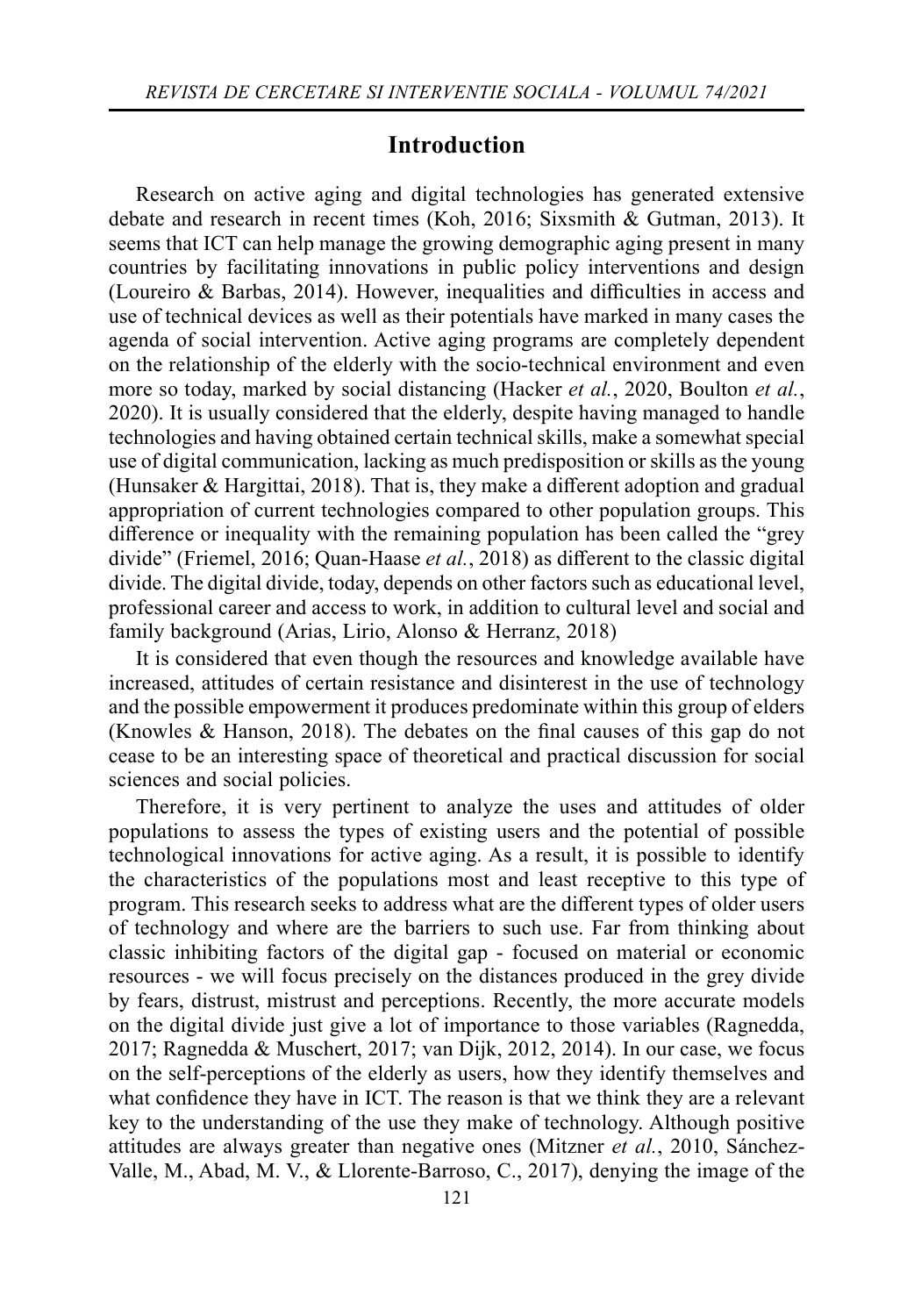## Introduction

Research on active aging and digital technologies has generated extensive debate and research in recent times (Koh, 2016; Sixsmith & Gutman, 2013). It seems that ICT can help manage the growing demographic aging present in many countries by facilitating innovations in public policy interventions and design (Loureiro & Barbas, 2014). However, inequalities and difficulties in access and use of technical devices as well as their potentials have marked in many cases the agenda of social intervention. Active aging programs are completely dependent on the relationship of the elderly with the socio-technical environment and even more so today, marked by social distancing (Hacker *et al.*, 2020, Boulton *et al.*, 2020). It is usually considered that the elderly, despite having managed to handle technologies and having obtained certain technical skills, make a somewhat special use of digital communication, lacking as much predisposition or skills as the young (Hunsaker & Hargittai, 2018). That is, they make a different adoption and gradual appropriation of current technologies compared to other population groups. This difference or inequality with the remaining population has been called the "grey divide" (Friemel, 2016; Quan-Haase *et al.*, 2018) as different to the classic digital divide. The digital divide, today, depends on other factors such as educational level, professional career and access to work, in addition to cultural level and social and family background (Arias, Lirio, Alonso & Herranz, 2018)

It is considered that even though the resources and knowledge available have increased, attitudes of certain resistance and disinterest in the use of technology and the possible empowerment it produces predominate within this group of elders (Knowles & Hanson, 2018). The debates on the final causes of this gap do not cease to be an interesting space of theoretical and practical discussion for social sciences and social policies.

Therefore, it is very pertinent to analyze the uses and attitudes of older populations to assess the types of existing users and the potential of possible technological innovations for active aging. As a result, it is possible to identify the characteristics of the populations most and least receptive to this type of program. This research seeks to address what are the different types of older users of technology and where are the barriers to such use. Far from thinking about classic inhibiting factors of the digital gap - focused on material or economic resources - we will focus precisely on the distances produced in the grey divide by fears, distrust, mistrust and perceptions. Recently, the more accurate models on the digital divide just give a lot of importance to those variables (Ragnedda, 2017; Ragnedda & Muschert, 2017; van Dijk, 2012, 2014). In our case, we focus on the self-perceptions of the elderly as users, how they identify themselves and what confidence they have in ICT. The reason is that we think they are a relevant key to the understanding of the use they make of technology. Although positive attitudes are always greater than negative ones (Mitzner *et al.*, 2010, Sánchez-Valle, M., Abad, M. V., & Llorente-Barroso, C., 2017), denying the image of the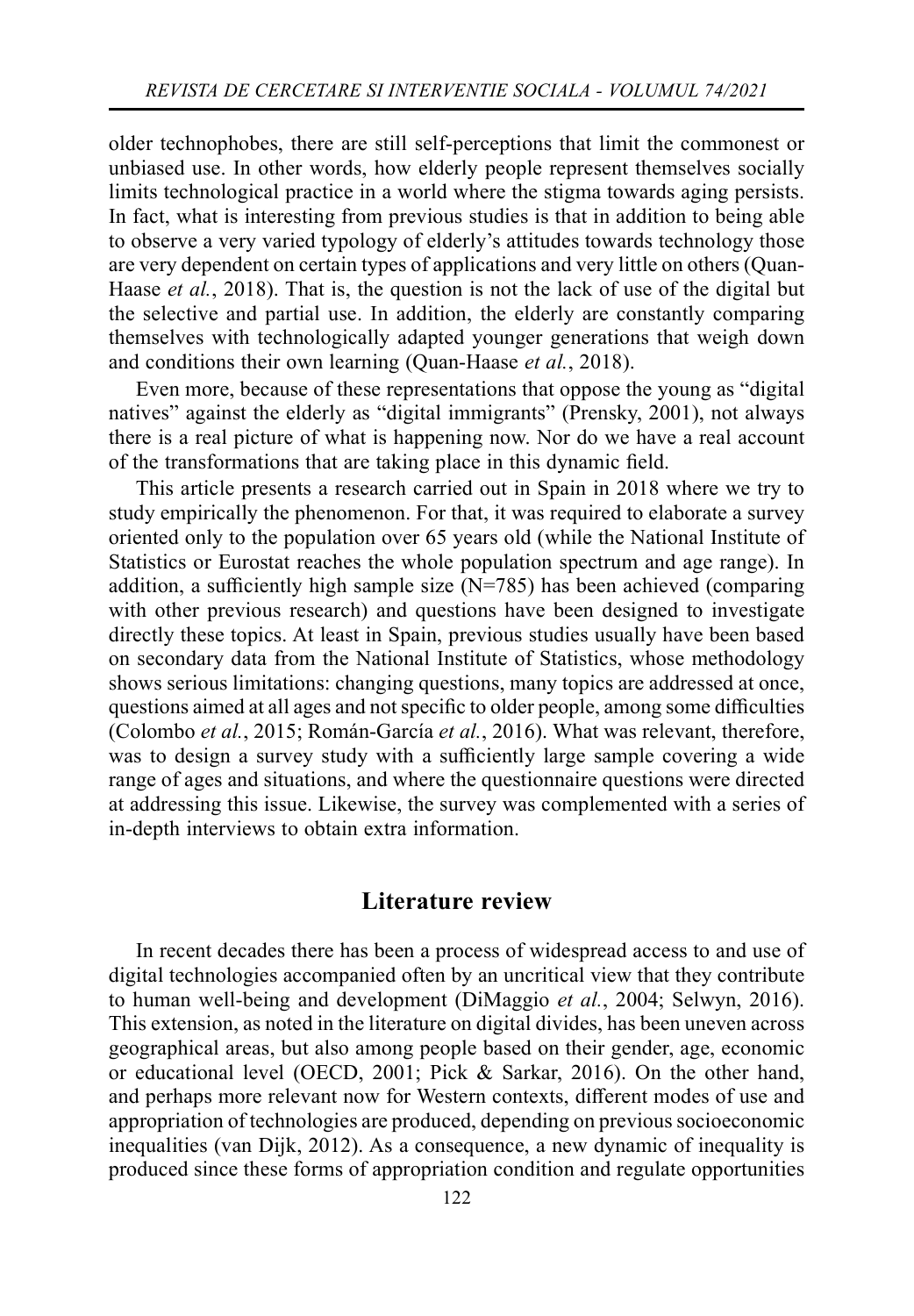older technophobes, there are still self-perceptions that limit the commonest or unbiased use. In other words, how elderly people represent themselves socially limits technological practice in a world where the stigma towards aging persists. In fact, what is interesting from previous studies is that in addition to being able to observe a very varied typology of elderly's attitudes towards technology those are very dependent on certain types of applications and very little on others (Quan-Haase *et al.*, 2018). That is, the question is not the lack of use of the digital but the selective and partial use. In addition, the elderly are constantly comparing themselves with technologically adapted younger generations that weigh down and conditions their own learning (Quan-Haase *et al.*, 2018).

Even more, because of these representations that oppose the young as "digital natives" against the elderly as "digital immigrants" (Prensky, 2001), not always there is a real picture of what is happening now. Nor do we have a real account of the transformations that are taking place in this dynamic field.

This article presents a research carried out in Spain in 2018 where we try to study empirically the phenomenon. For that, it was required to elaborate a survey oriented only to the population over 65 years old (while the National Institute of Statistics or Eurostat reaches the whole population spectrum and age range). In addition, a sufficiently high sample size (N=785) has been achieved (comparing with other previous research) and questions have been designed to investigate directly these topics. At least in Spain, previous studies usually have been based on secondary data from the National Institute of Statistics, whose methodology shows serious limitations: changing questions, many topics are addressed at once, questions aimed at all ages and not specific to older people, among some difficulties (Colombo *et al.*, 2015; Román-García *et al.*, 2016). What was relevant, therefore, was to design a survey study with a sufficiently large sample covering a wide range of ages and situations, and where the questionnaire questions were directed at addressing this issue. Likewise, the survey was complemented with a series of in-depth interviews to obtain extra information.

## Literature review

In recent decades there has been a process of widespread access to and use of digital technologies accompanied often by an uncritical view that they contribute to human well-being and development (DiMaggio *et al.*, 2004; Selwyn, 2016). This extension, as noted in the literature on digital divides, has been uneven across geographical areas, but also among people based on their gender, age, economic or educational level (OECD, 2001; Pick & Sarkar, 2016). On the other hand, and perhaps more relevant now for Western contexts, different modes of use and appropriation of technologies are produced, depending on previous socioeconomic inequalities (van Dijk, 2012). As a consequence, a new dynamic of inequality is produced since these forms of appropriation condition and regulate opportunities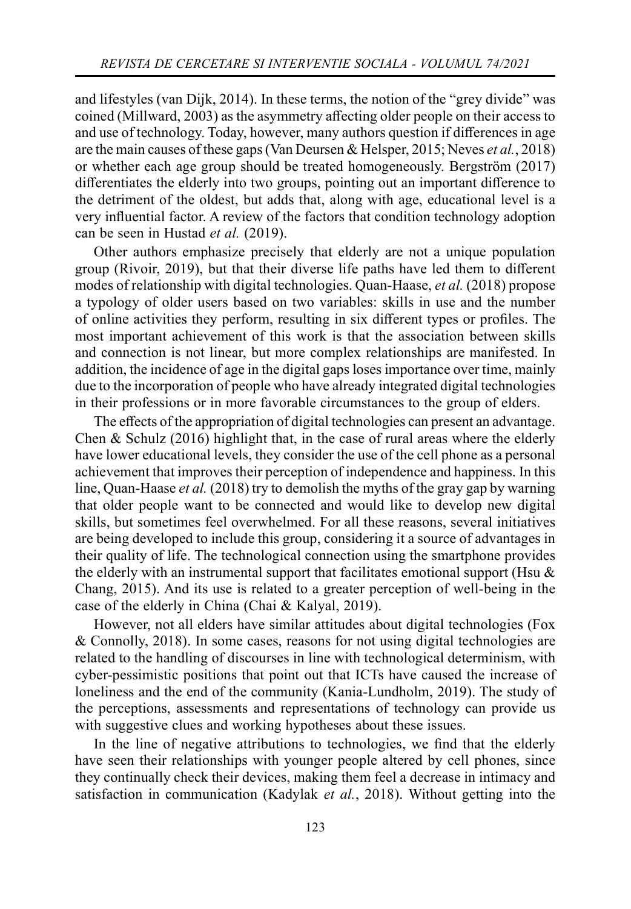and lifestyles (van Dijk, 2014). In these terms, the notion of the "grey divide" was coined (Millward, 2003) as the asymmetry affecting older people on their access to and use of technology. Today, however, many authors question if differences in age are the main causes of these gaps (Van Deursen & Helsper, 2015; Neves *et al.*, 2018) or whether each age group should be treated homogeneously. Bergström (2017) differentiates the elderly into two groups, pointing out an important difference to the detriment of the oldest, but adds that, along with age, educational level is a very influential factor. A review of the factors that condition technology adoption can be seen in Hustad *et al.* (2019).

Other authors emphasize precisely that elderly are not a unique population group (Rivoir, 2019), but that their diverse life paths have led them to different modes of relationship with digital technologies. Quan-Haase, *et al.* (2018) propose a typology of older users based on two variables: skills in use and the number of online activities they perform, resulting in six different types or profiles. The most important achievement of this work is that the association between skills and connection is not linear, but more complex relationships are manifested. In addition, the incidence of age in the digital gaps loses importance over time, mainly due to the incorporation of people who have already integrated digital technologies in their professions or in more favorable circumstances to the group of elders.

The effects of the appropriation of digital technologies can present an advantage. Chen & Schulz (2016) highlight that, in the case of rural areas where the elderly have lower educational levels, they consider the use of the cell phone as a personal achievement that improves their perception of independence and happiness. In this line, Quan-Haase *et al.* (2018) try to demolish the myths of the gray gap by warning that older people want to be connected and would like to develop new digital skills, but sometimes feel overwhelmed. For all these reasons, several initiatives are being developed to include this group, considering it a source of advantages in their quality of life. The technological connection using the smartphone provides the elderly with an instrumental support that facilitates emotional support (Hsu & Chang, 2015). And its use is related to a greater perception of well-being in the case of the elderly in China (Chai & Kalyal, 2019).

However, not all elders have similar attitudes about digital technologies (Fox & Connolly, 2018). In some cases, reasons for not using digital technologies are related to the handling of discourses in line with technological determinism, with cyber-pessimistic positions that point out that ICTs have caused the increase of loneliness and the end of the community (Kania-Lundholm, 2019). The study of the perceptions, assessments and representations of technology can provide us with suggestive clues and working hypotheses about these issues.

In the line of negative attributions to technologies, we find that the elderly have seen their relationships with younger people altered by cell phones, since they continually check their devices, making them feel a decrease in intimacy and satisfaction in communication (Kadylak *et al.*, 2018). Without getting into the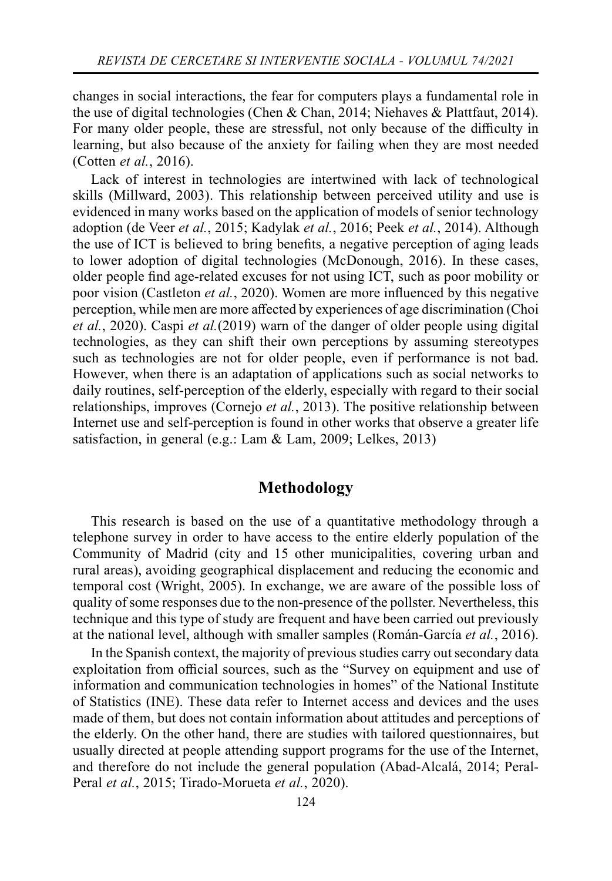changes in social interactions, the fear for computers plays a fundamental role in the use of digital technologies (Chen & Chan, 2014; Niehaves & Plattfaut, 2014). For many older people, these are stressful, not only because of the difficulty in learning, but also because of the anxiety for failing when they are most needed (Cotten *et al.*, 2016).

Lack of interest in technologies are intertwined with lack of technological skills (Millward, 2003). This relationship between perceived utility and use is evidenced in many works based on the application of models of senior technology adoption (de Veer *et al.*, 2015; Kadylak *et al.*, 2016; Peek *et al.*, 2014). Although the use of ICT is believed to bring benefits, a negative perception of aging leads to lower adoption of digital technologies (McDonough, 2016). In these cases, older people find age-related excuses for not using ICT, such as poor mobility or poor vision (Castleton *et al.*, 2020). Women are more influenced by this negative perception, while men are more affected by experiences of age discrimination (Choi *et al.*, 2020). Caspi *et al.*(2019) warn of the danger of older people using digital technologies, as they can shift their own perceptions by assuming stereotypes such as technologies are not for older people, even if performance is not bad. However, when there is an adaptation of applications such as social networks to daily routines, self-perception of the elderly, especially with regard to their social relationships, improves (Cornejo *et al.*, 2013). The positive relationship between Internet use and self-perception is found in other works that observe a greater life satisfaction, in general (e.g.: Lam & Lam, 2009; Lelkes, 2013)

## Methodology

This research is based on the use of a quantitative methodology through a telephone survey in order to have access to the entire elderly population of the Community of Madrid (city and 15 other municipalities, covering urban and rural areas), avoiding geographical displacement and reducing the economic and temporal cost (Wright, 2005). In exchange, we are aware of the possible loss of quality of some responses due to the non-presence of the pollster. Nevertheless, this technique and this type of study are frequent and have been carried out previously at the national level, although with smaller samples (Román-García *et al.*, 2016).

In the Spanish context, the majority of previous studies carry out secondary data exploitation from official sources, such as the "Survey on equipment and use of information and communication technologies in homes" of the National Institute of Statistics (INE). These data refer to Internet access and devices and the uses made of them, but does not contain information about attitudes and perceptions of the elderly. On the other hand, there are studies with tailored questionnaires, but usually directed at people attending support programs for the use of the Internet, and therefore do not include the general population (Abad-Alcalá, 2014; Peral-Peral *et al.*, 2015; Tirado-Morueta *et al.*, 2020).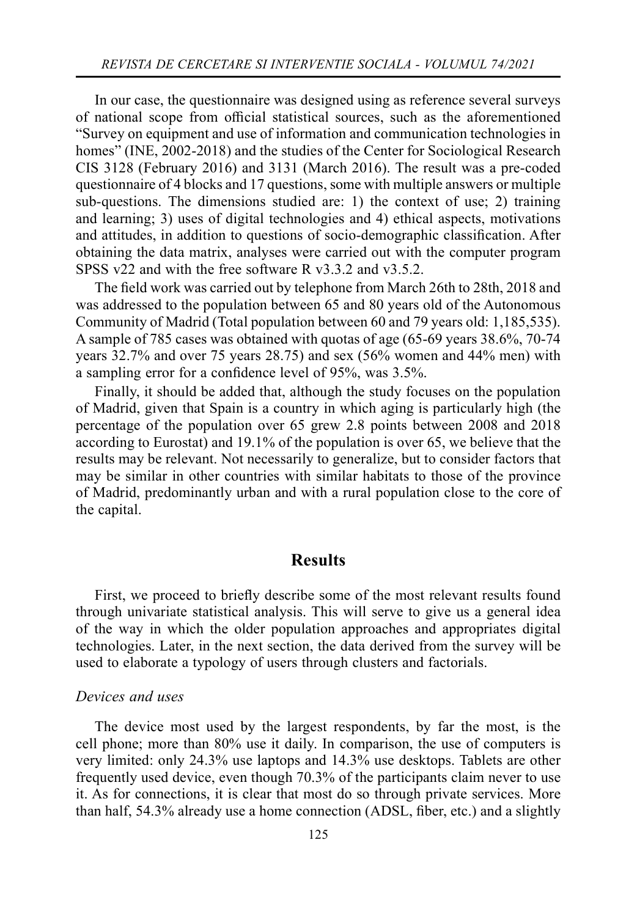In our case, the questionnaire was designed using as reference several surveys of national scope from official statistical sources, such as the aforementioned "Survey on equipment and use of information and communication technologies in homes" (INE, 2002-2018) and the studies of the Center for Sociological Research CIS 3128 (February 2016) and 3131 (March 2016). The result was a pre-coded questionnaire of 4 blocks and 17 questions, some with multiple answers or multiple sub-questions. The dimensions studied are: 1) the context of use; 2) training and learning; 3) uses of digital technologies and 4) ethical aspects, motivations and attitudes, in addition to questions of socio-demographic classification. After obtaining the data matrix, analyses were carried out with the computer program SPSS v22 and with the free software R v3.3.2 and v3.5.2.

The field work was carried out by telephone from March 26th to 28th, 2018 and was addressed to the population between 65 and 80 years old of the Autonomous Community of Madrid (Total population between 60 and 79 years old: 1,185,535). A sample of 785 cases was obtained with quotas of age (65-69 years 38.6%, 70-74 years 32.7% and over 75 years 28.75) and sex (56% women and 44% men) with a sampling error for a confidence level of 95%, was 3.5%.

Finally, it should be added that, although the study focuses on the population of Madrid, given that Spain is a country in which aging is particularly high (the percentage of the population over 65 grew 2.8 points between 2008 and 2018 according to Eurostat) and 19.1% of the population is over 65, we believe that the results may be relevant. Not necessarily to generalize, but to consider factors that may be similar in other countries with similar habitats to those of the province of Madrid, predominantly urban and with a rural population close to the core of the capital.

## Results

First, we proceed to briefly describe some of the most relevant results found through univariate statistical analysis. This will serve to give us a general idea of the way in which the older population approaches and appropriates digital technologies. Later, in the next section, the data derived from the survey will be used to elaborate a typology of users through clusters and factorials.

### *Devices and uses*

The device most used by the largest respondents, by far the most, is the cell phone; more than 80% use it daily. In comparison, the use of computers is very limited: only 24.3% use laptops and 14.3% use desktops. Tablets are other frequently used device, even though 70.3% of the participants claim never to use it. As for connections, it is clear that most do so through private services. More than half, 54.3% already use a home connection (ADSL, fiber, etc.) and a slightly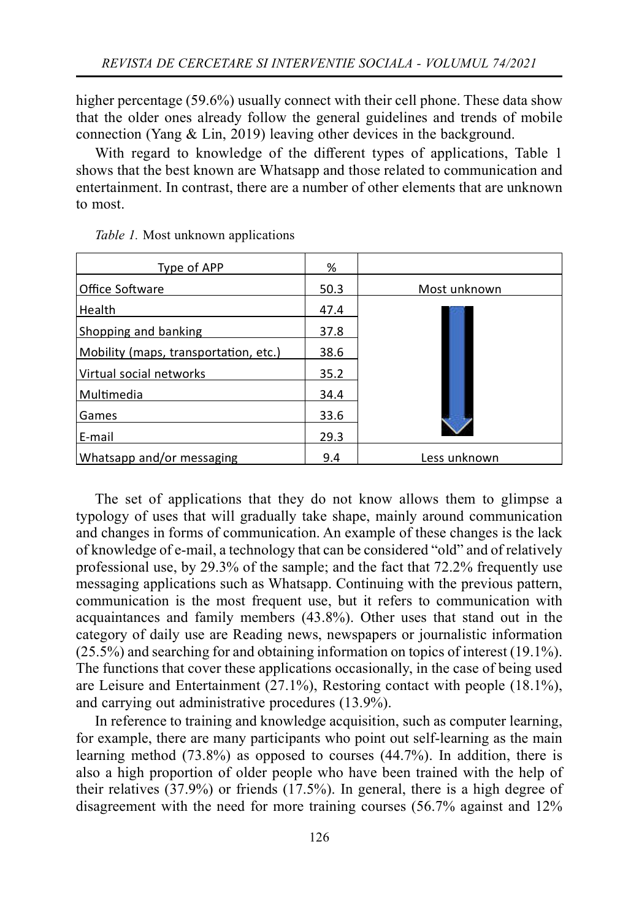higher percentage (59.6%) usually connect with their cell phone. These data show that the older ones already follow the general guidelines and trends of mobile connection (Yang & Lin, 2019) leaving other devices in the background.

With regard to knowledge of the different types of applications, Table 1 shows that the best known are Whatsapp and those related to communication and entertainment. In contrast, there are a number of other elements that are unknown to most.

*Table 1.* Most unknown applications

| Type of APP | % | |
|---|---|---|
| Office Software | 50.3 | Most unknown |
| Health | 47.4 | |
| Shopping and banking | 37.8 | |
| Mobility (maps, transportation, etc.) | 38.6 | |
| Virtual social networks | 35.2 | |
| Multimedia | 34.4 | |
| Games | 33.6 | |
| E-mail | 29.3 | |
| Whatsapp and/or messaging | 9.4 | Less unknown |

The set of applications that they do not know allows them to glimpse a typology of uses that will gradually take shape, mainly around communication and changes in forms of communication. An example of these changes is the lack of knowledge of e-mail, a technology that can be considered "old" and of relatively professional use, by 29.3% of the sample; and the fact that 72.2% frequently use messaging applications such as Whatsapp. Continuing with the previous pattern, communication is the most frequent use, but it refers to communication with acquaintances and family members (43.8%). Other uses that stand out in the category of daily use are Reading news, newspapers or journalistic information (25.5%) and searching for and obtaining information on topics of interest (19.1%). The functions that cover these applications occasionally, in the case of being used are Leisure and Entertainment (27.1%), Restoring contact with people (18.1%), and carrying out administrative procedures (13.9%).

In reference to training and knowledge acquisition, such as computer learning, for example, there are many participants who point out self-learning as the main learning method (73.8%) as opposed to courses (44.7%). In addition, there is also a high proportion of older people who have been trained with the help of their relatives (37.9%) or friends (17.5%). In general, there is a high degree of disagreement with the need for more training courses (56.7% against and 12%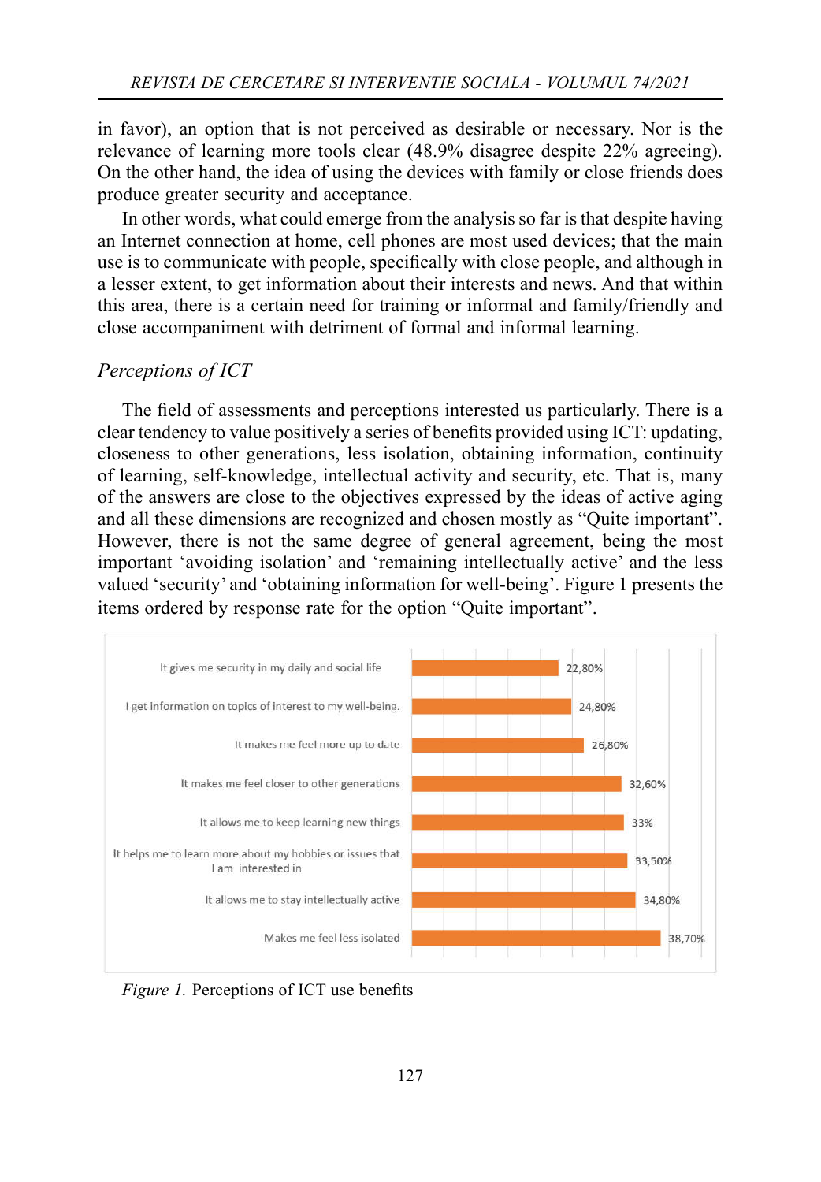in favor), an option that is not perceived as desirable or necessary. Nor is the relevance of learning more tools clear (48.9% disagree despite 22% agreeing). On the other hand, the idea of using the devices with family or close friends does produce greater security and acceptance.

In other words, what could emerge from the analysis so far is that despite having an Internet connection at home, cell phones are most used devices; that the main use is to communicate with people, specifically with close people, and although in a lesser extent, to get information about their interests and news. And that within this area, there is a certain need for training or informal and family/friendly and close accompaniment with detriment of formal and informal learning.

### *Perceptions of ICT*

The field of assessments and perceptions interested us particularly. There is a clear tendency to value positively a series of benefits provided using ICT: updating, closeness to other generations, less isolation, obtaining information, continuity of learning, self-knowledge, intellectual activity and security, etc. That is, many of the answers are close to the objectives expressed by the ideas of active aging and all these dimensions are recognized and chosen mostly as "Quite important". However, there is not the same degree of general agreement, being the most important 'avoiding isolation' and 'remaining intellectually active' and the less valued 'security' and 'obtaining information for well-being'. Figure 1 presents the items ordered by response rate for the option "Quite important".

| Item | % |
|---|---|
| It gives me security in my daily and social life | 22,80% |
| I get information on topics of interest to my well-being. | 24,80% |
| It makes me feel more up to date | 26,80% |
| It makes me feel closer to other generations | 32,60% |
| It allows me to keep learning new things | 33% |
| It helps me to learn more about my hobbies or issues that I am interested in | 33,50% |
| It allows me to stay intellectually active | 34,80% |
| Makes me feel less isolated | 38,70% |

*Figure 1.* Perceptions of ICT use benefits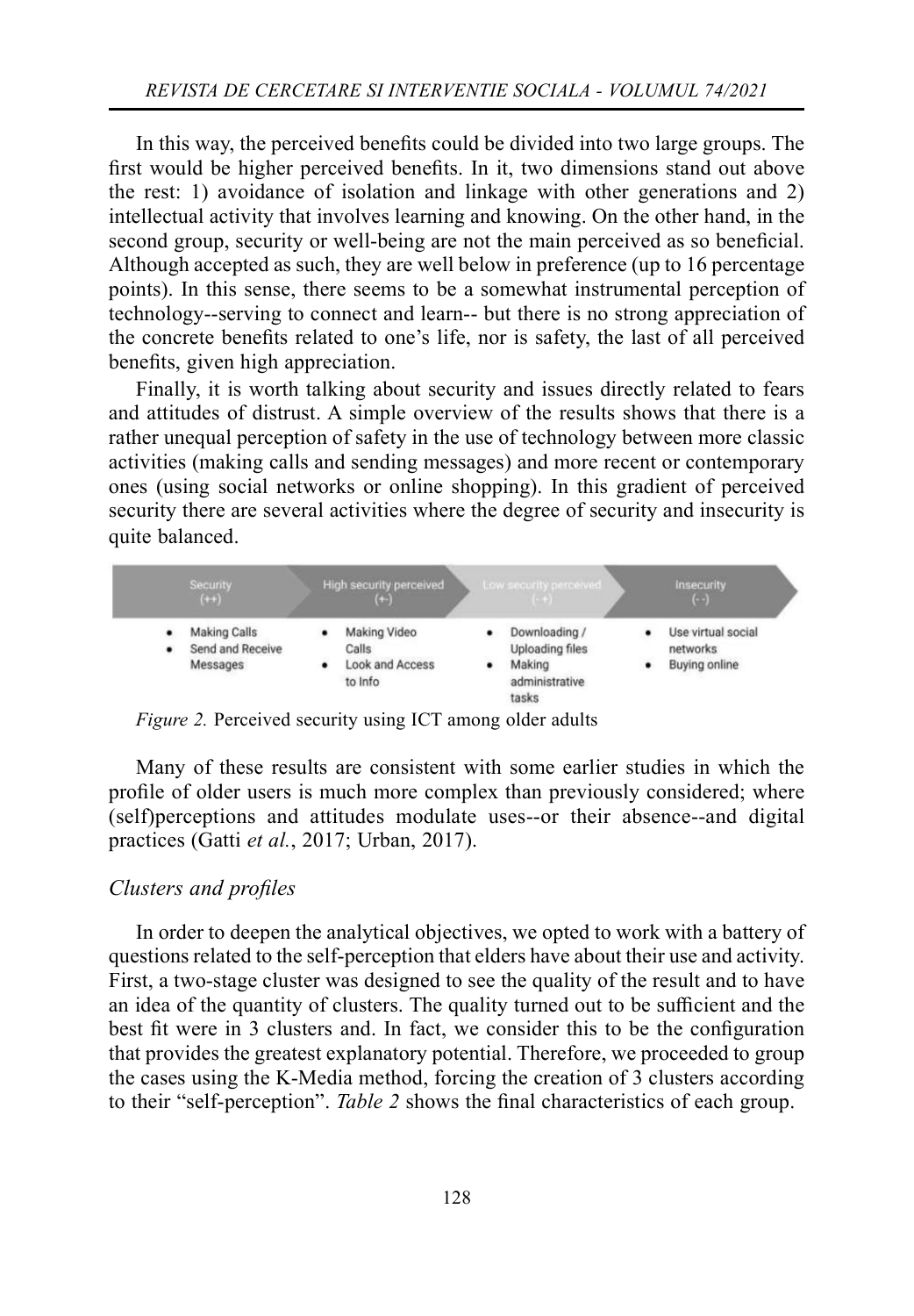In this way, the perceived benefits could be divided into two large groups. The first would be higher perceived benefits. In it, two dimensions stand out above the rest: 1) avoidance of isolation and linkage with other generations and 2) intellectual activity that involves learning and knowing. On the other hand, in the second group, security or well-being are not the main perceived as so beneficial. Although accepted as such, they are well below in preference (up to 16 percentage points). In this sense, there seems to be a somewhat instrumental perception of technology--serving to connect and learn-- but there is no strong appreciation of the concrete benefits related to one's life, nor is safety, the last of all perceived benefits, given high appreciation.

Finally, it is worth talking about security and issues directly related to fears and attitudes of distrust. A simple overview of the results shows that there is a rather unequal perception of safety in the use of technology between more classic activities (making calls and sending messages) and more recent or contemporary ones (using social networks or online shopping). In this gradient of perceived security there are several activities where the degree of security and insecurity is quite balanced.

| Security (++) | High security perceived (+-) | Low security perceived (-+) | Insecurity (--) |
|---|---|---|---|
| • Making Calls<br>• Send and Receive Messages | • Making Video Calls<br>• Look and Access to Info | • Downloading / Uploading files<br>• Making administrative tasks | • Use virtual social networks<br>• Buying online |

*Figure 2.* Perceived security using ICT among older adults

Many of these results are consistent with some earlier studies in which the profile of older users is much more complex than previously considered; where (self)perceptions and attitudes modulate uses--or their absence--and digital practices (Gatti *et al.*, 2017; Urban, 2017).

### *Clusters and profiles*

In order to deepen the analytical objectives, we opted to work with a battery of questions related to the self-perception that elders have about their use and activity. First, a two-stage cluster was designed to see the quality of the result and to have an idea of the quantity of clusters. The quality turned out to be sufficient and the best fit were in 3 clusters and. In fact, we consider this to be the configuration that provides the greatest explanatory potential. Therefore, we proceeded to group the cases using the K-Media method, forcing the creation of 3 clusters according to their "self-perception". *Table 2* shows the final characteristics of each group.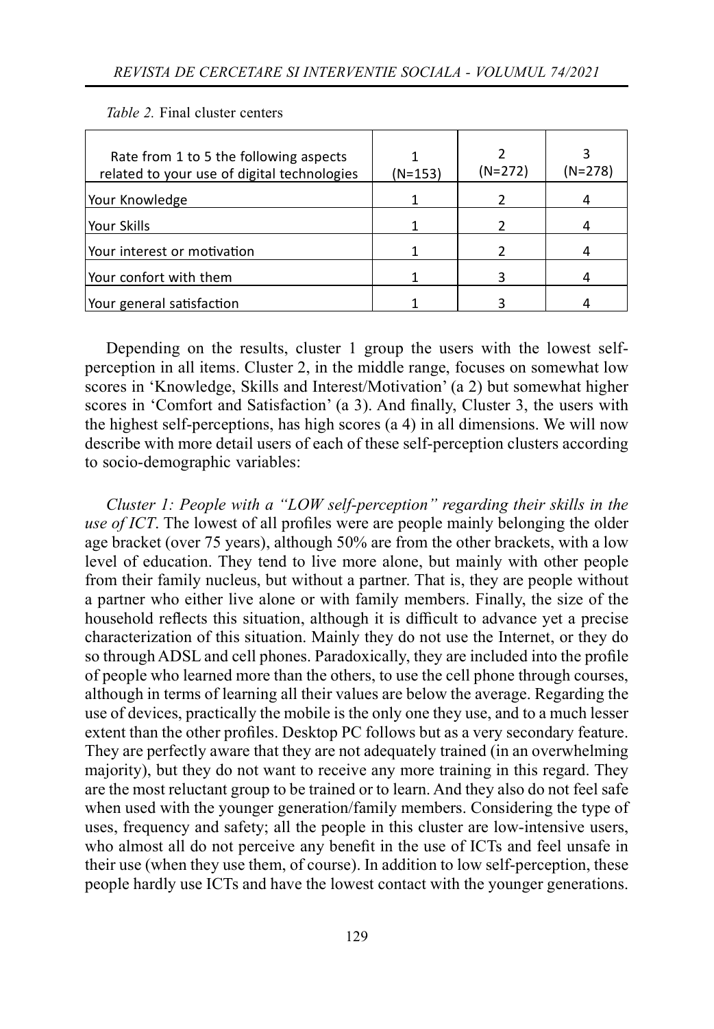*Table 2.* Final cluster centers

| Rate from 1 to 5 the following aspects related to your use of digital technologies | 1 (N=153) | 2 (N=272) | 3 (N=278) |
|---|---|---|---|
| Your Knowledge | 1 | 2 | 4 |
| Your Skills | 1 | 2 | 4 |
| Your interest or motivation | 1 | 2 | 4 |
| Your confort with them | 1 | 3 | 4 |
| Your general satisfaction | 1 | 3 | 4 |

Depending on the results, cluster 1 group the users with the lowest self-perception in all items. Cluster 2, in the middle range, focuses on somewhat low scores in 'Knowledge, Skills and Interest/Motivation' (a 2) but somewhat higher scores in 'Comfort and Satisfaction' (a 3). And finally, Cluster 3, the users with the highest self-perceptions, has high scores (a 4) in all dimensions. We will now describe with more detail users of each of these self-perception clusters according to socio-demographic variables:

*Cluster 1: People with a "LOW self-perception" regarding their skills in the use of ICT*. The lowest of all profiles were are people mainly belonging the older age bracket (over 75 years), although 50% are from the other brackets, with a low level of education. They tend to live more alone, but mainly with other people from their family nucleus, but without a partner. That is, they are people without a partner who either live alone or with family members. Finally, the size of the household reflects this situation, although it is difficult to advance yet a precise characterization of this situation. Mainly they do not use the Internet, or they do so through ADSL and cell phones. Paradoxically, they are included into the profile of people who learned more than the others, to use the cell phone through courses, although in terms of learning all their values are below the average. Regarding the use of devices, practically the mobile is the only one they use, and to a much lesser extent than the other profiles. Desktop PC follows but as a very secondary feature. They are perfectly aware that they are not adequately trained (in an overwhelming majority), but they do not want to receive any more training in this regard. They are the most reluctant group to be trained or to learn. And they also do not feel safe when used with the younger generation/family members. Considering the type of uses, frequency and safety; all the people in this cluster are low-intensive users, who almost all do not perceive any benefit in the use of ICTs and feel unsafe in their use (when they use them, of course). In addition to low self-perception, these people hardly use ICTs and have the lowest contact with the younger generations.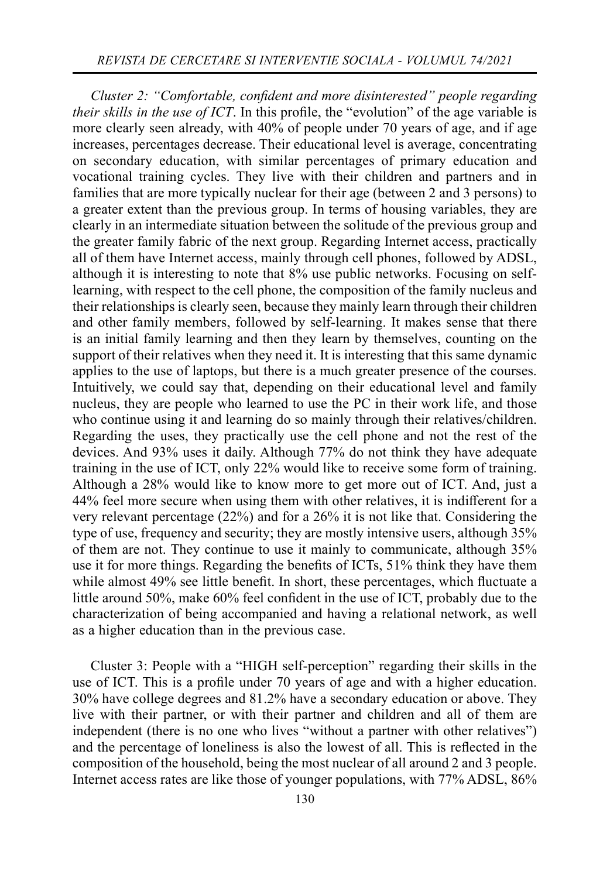*Cluster 2: "Comfortable, confident and more disinterested" people regarding their skills in the use of ICT*. In this profile, the "evolution" of the age variable is more clearly seen already, with 40% of people under 70 years of age, and if age increases, percentages decrease. Their educational level is average, concentrating on secondary education, with similar percentages of primary education and vocational training cycles. They live with their children and partners and in families that are more typically nuclear for their age (between 2 and 3 persons) to a greater extent than the previous group. In terms of housing variables, they are clearly in an intermediate situation between the solitude of the previous group and the greater family fabric of the next group. Regarding Internet access, practically all of them have Internet access, mainly through cell phones, followed by ADSL, although it is interesting to note that 8% use public networks. Focusing on self-learning, with respect to the cell phone, the composition of the family nucleus and their relationships is clearly seen, because they mainly learn through their children and other family members, followed by self-learning. It makes sense that there is an initial family learning and then they learn by themselves, counting on the support of their relatives when they need it. It is interesting that this same dynamic applies to the use of laptops, but there is a much greater presence of the courses. Intuitively, we could say that, depending on their educational level and family nucleus, they are people who learned to use the PC in their work life, and those who continue using it and learning do so mainly through their relatives/children. Regarding the uses, they practically use the cell phone and not the rest of the devices. And 93% uses it daily. Although 77% do not think they have adequate training in the use of ICT, only 22% would like to receive some form of training. Although a 28% would like to know more to get more out of ICT. And, just a 44% feel more secure when using them with other relatives, it is indifferent for a very relevant percentage (22%) and for a 26% it is not like that. Considering the type of use, frequency and security; they are mostly intensive users, although 35% of them are not. They continue to use it mainly to communicate, although 35% use it for more things. Regarding the benefits of ICTs, 51% think they have them while almost 49% see little benefit. In short, these percentages, which fluctuate a little around 50%, make 60% feel confident in the use of ICT, probably due to the characterization of being accompanied and having a relational network, as well as a higher education than in the previous case.

Cluster 3: People with a "HIGH self-perception" regarding their skills in the use of ICT. This is a profile under 70 years of age and with a higher education. 30% have college degrees and 81.2% have a secondary education or above. They live with their partner, or with their partner and children and all of them are independent (there is no one who lives "without a partner with other relatives") and the percentage of loneliness is also the lowest of all. This is reflected in the composition of the household, being the most nuclear of all around 2 and 3 people. Internet access rates are like those of younger populations, with 77% ADSL, 86%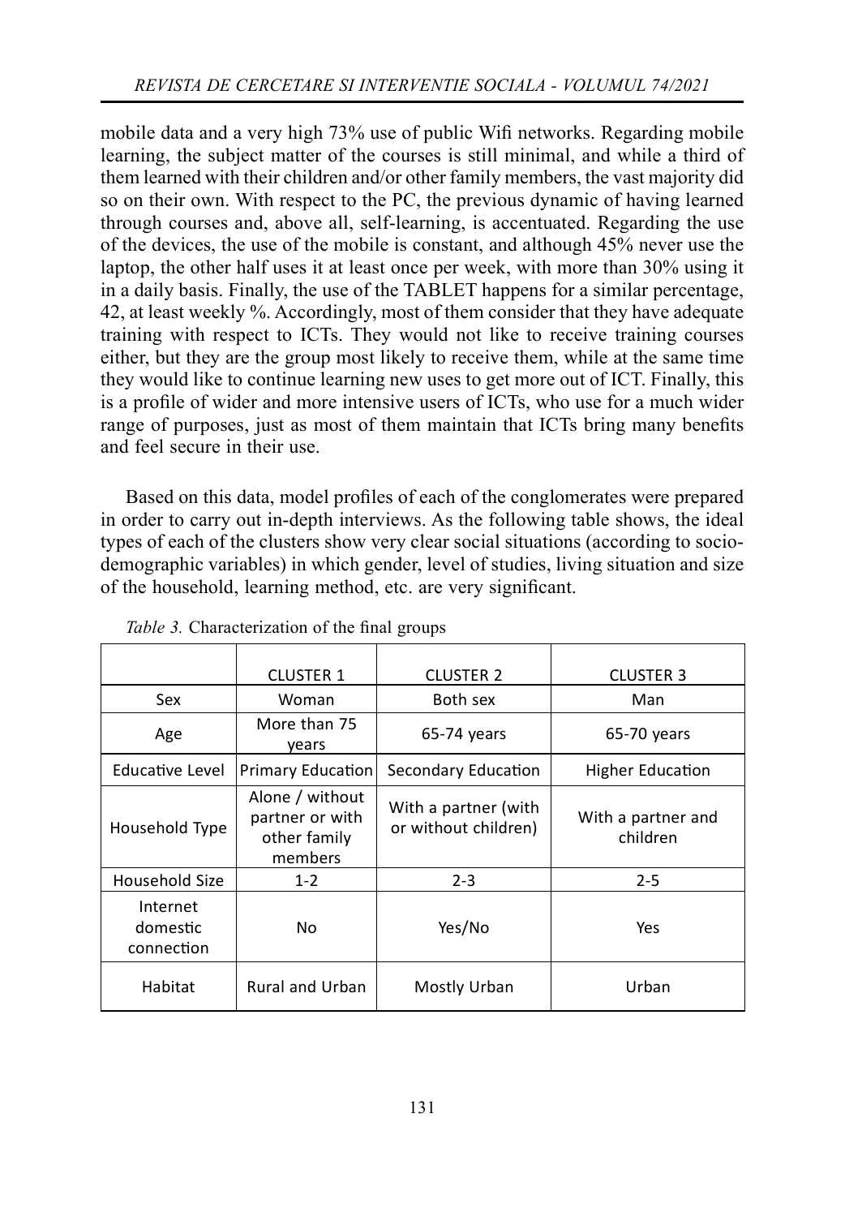mobile data and a very high 73% use of public Wifi networks. Regarding mobile learning, the subject matter of the courses is still minimal, and while a third of them learned with their children and/or other family members, the vast majority did so on their own. With respect to the PC, the previous dynamic of having learned through courses and, above all, self-learning, is accentuated. Regarding the use of the devices, the use of the mobile is constant, and although 45% never use the laptop, the other half uses it at least once per week, with more than 30% using it in a daily basis. Finally, the use of the TABLET happens for a similar percentage, 42, at least weekly %. Accordingly, most of them consider that they have adequate training with respect to ICTs. They would not like to receive training courses either, but they are the group most likely to receive them, while at the same time they would like to continue learning new uses to get more out of ICT. Finally, this is a profile of wider and more intensive users of ICTs, who use for a much wider range of purposes, just as most of them maintain that ICTs bring many benefits and feel secure in their use.

Based on this data, model profiles of each of the conglomerates were prepared in order to carry out in-depth interviews. As the following table shows, the ideal types of each of the clusters show very clear social situations (according to socio-demographic variables) in which gender, level of studies, living situation and size of the household, learning method, etc. are very significant.

*Table 3.* Characterization of the final groups

| | CLUSTER 1 | CLUSTER 2 | CLUSTER 3 |
|---|---|---|---|
| Sex | Woman | Both sex | Man |
| Age | More than 75 years | 65-74 years | 65-70 years |
| Educative Level | Primary Education | Secondary Education | Higher Education |
| Household Type | Alone / without partner or with other family members | With a partner (with or without children) | With a partner and children |
| Household Size | 1-2 | 2-3 | 2-5 |
| Internet domestic connection | No | Yes/No | Yes |
| Habitat | Rural and Urban | Mostly Urban | Urban |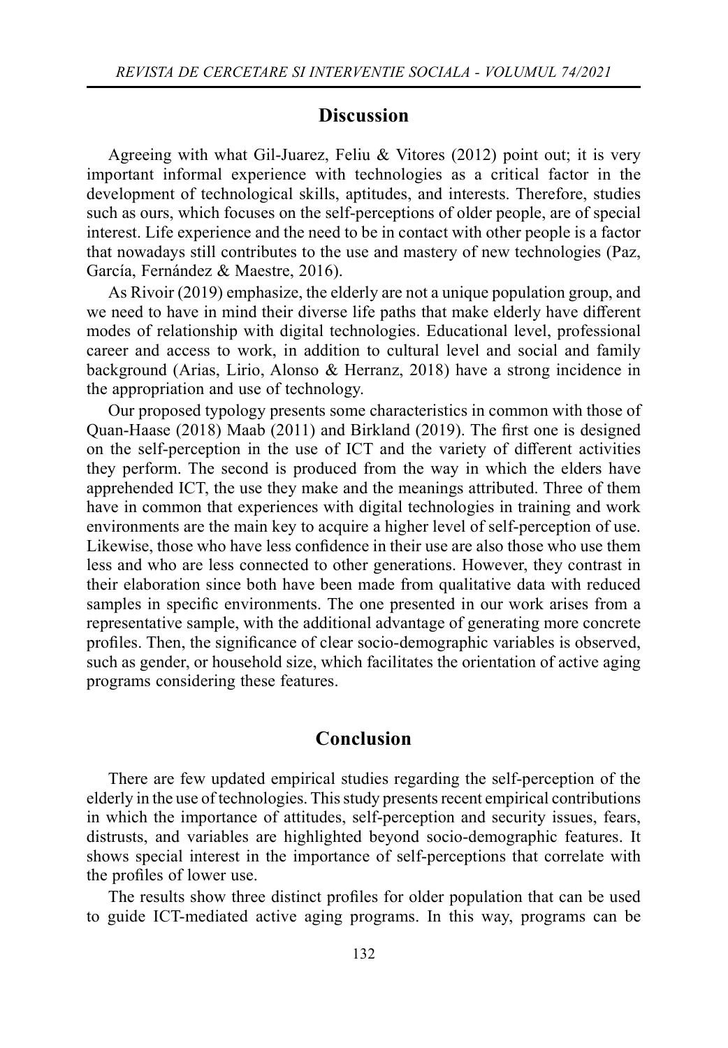## Discussion

Agreeing with what Gil-Juarez, Feliu & Vitores (2012) point out; it is very important informal experience with technologies as a critical factor in the development of technological skills, aptitudes, and interests. Therefore, studies such as ours, which focuses on the self-perceptions of older people, are of special interest. Life experience and the need to be in contact with other people is a factor that nowadays still contributes to the use and mastery of new technologies (Paz, García, Fernández & Maestre, 2016).

As Rivoir (2019) emphasize, the elderly are not a unique population group, and we need to have in mind their diverse life paths that make elderly have different modes of relationship with digital technologies. Educational level, professional career and access to work, in addition to cultural level and social and family background (Arias, Lirio, Alonso & Herranz, 2018) have a strong incidence in the appropriation and use of technology.

Our proposed typology presents some characteristics in common with those of Quan-Haase (2018) Maab (2011) and Birkland (2019). The first one is designed on the self-perception in the use of ICT and the variety of different activities they perform. The second is produced from the way in which the elders have apprehended ICT, the use they make and the meanings attributed. Three of them have in common that experiences with digital technologies in training and work environments are the main key to acquire a higher level of self-perception of use. Likewise, those who have less confidence in their use are also those who use them less and who are less connected to other generations. However, they contrast in their elaboration since both have been made from qualitative data with reduced samples in specific environments. The one presented in our work arises from a representative sample, with the additional advantage of generating more concrete profiles. Then, the significance of clear socio-demographic variables is observed, such as gender, or household size, which facilitates the orientation of active aging programs considering these features.

## Conclusion

There are few updated empirical studies regarding the self-perception of the elderly in the use of technologies. This study presents recent empirical contributions in which the importance of attitudes, self-perception and security issues, fears, distrusts, and variables are highlighted beyond socio-demographic features. It shows special interest in the importance of self-perceptions that correlate with the profiles of lower use.

The results show three distinct profiles for older population that can be used to guide ICT-mediated active aging programs. In this way, programs can be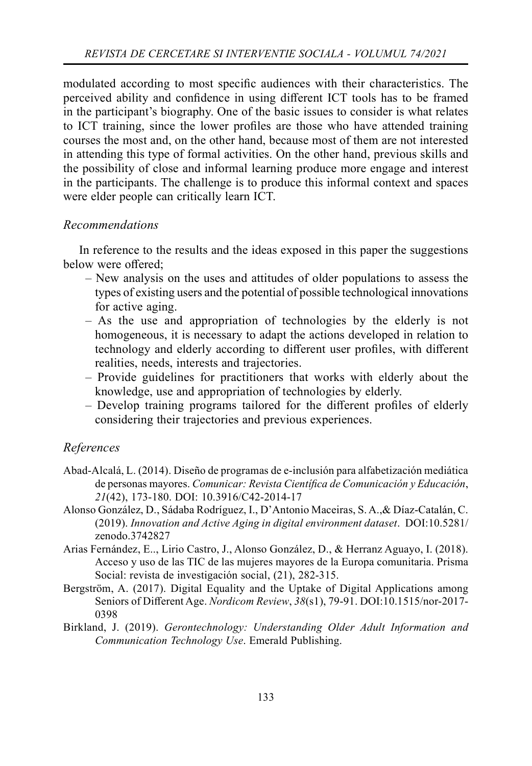modulated according to most specific audiences with their characteristics. The perceived ability and confidence in using different ICT tools has to be framed in the participant's biography. One of the basic issues to consider is what relates to ICT training, since the lower profiles are those who have attended training courses the most and, on the other hand, because most of them are not interested in attending this type of formal activities. On the other hand, previous skills and the possibility of close and informal learning produce more engage and interest in the participants. The challenge is to produce this informal context and spaces were elder people can critically learn ICT.

### *Recommendations*

In reference to the results and the ideas exposed in this paper the suggestions below were offered;

- New analysis on the uses and attitudes of older populations to assess the types of existing users and the potential of possible technological innovations for active aging.
- As the use and appropriation of technologies by the elderly is not homogeneous, it is necessary to adapt the actions developed in relation to technology and elderly according to different user profiles, with different realities, needs, interests and trajectories.
- Provide guidelines for practitioners that works with elderly about the knowledge, use and appropriation of technologies by elderly.
- Develop training programs tailored for the different profiles of elderly considering their trajectories and previous experiences.

### *References*

Abad-Alcalá, L. (2014). Diseño de programas de e-inclusión para alfabetización mediática de personas mayores. *Comunicar: Revista Científica de Comunicación y Educación*, *21*(42), 173-180. DOI: 10.3916/C42-2014-17

Alonso González, D., Sádaba Rodríguez, I., D'Antonio Maceiras, S. A.,& Díaz-Catalán, C. (2019). *Innovation and Active Aging in digital environment dataset*. DOI:10.5281/zenodo.3742827

Arias Fernández, E.., Lirio Castro, J., Alonso González, D., & Herranz Aguayo, I. (2018). Acceso y uso de las TIC de las mujeres mayores de la Europa comunitaria. Prisma Social: revista de investigación social, (21), 282-315.

Bergström, A. (2017). Digital Equality and the Uptake of Digital Applications among Seniors of Different Age. *Nordicom Review*, *38*(s1), 79-91. DOI:10.1515/nor-2017-0398

Birkland, J. (2019). *Gerontechnology: Understanding Older Adult Information and Communication Technology Use*. Emerald Publishing.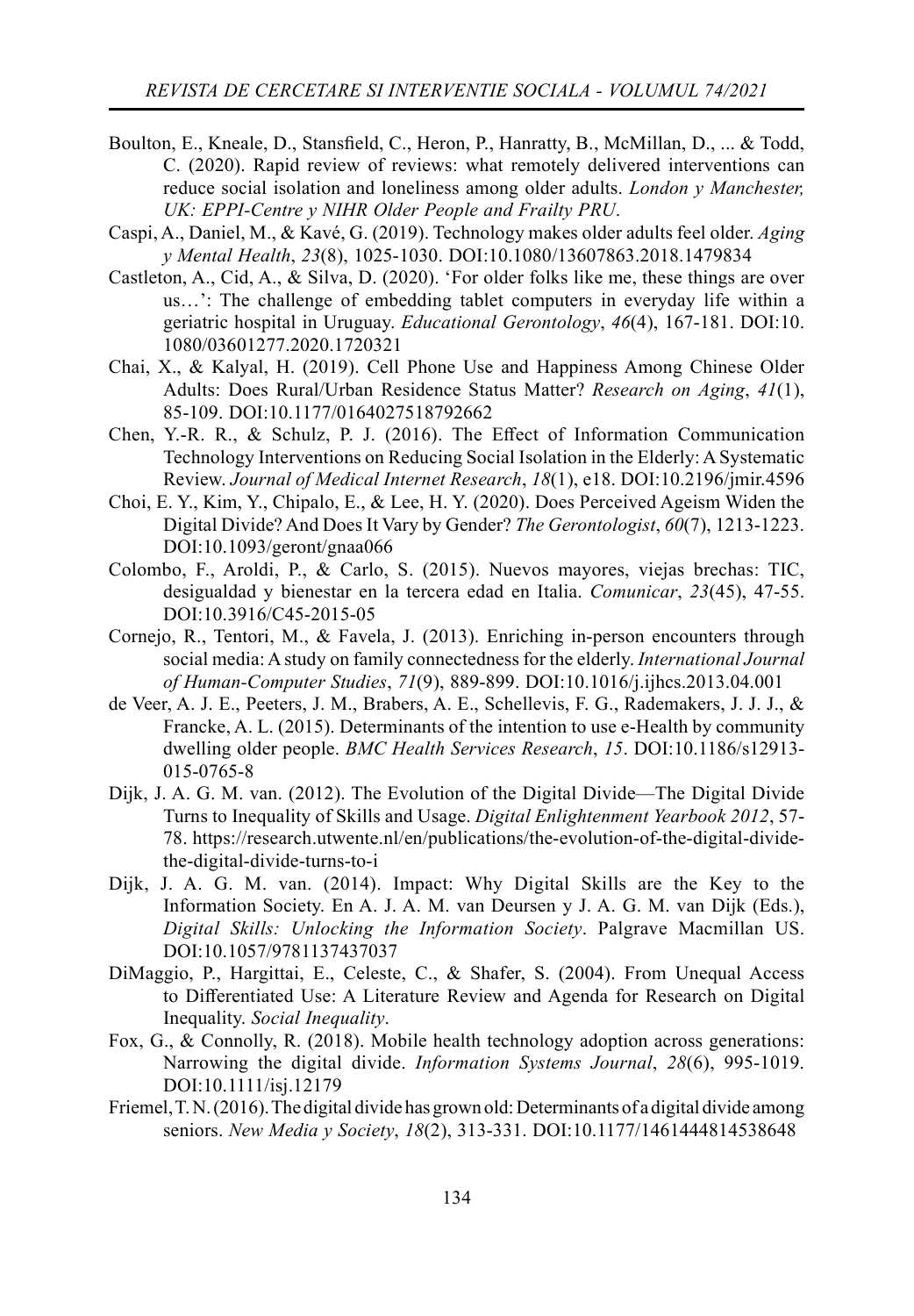Boulton, E., Kneale, D., Stansfield, C., Heron, P., Hanratty, B., McMillan, D., ... & Todd, C. (2020). Rapid review of reviews: what remotely delivered interventions can reduce social isolation and loneliness among older adults. *London y Manchester, UK: EPPI-Centre y NIHR Older People and Frailty PRU*.

Caspi, A., Daniel, M., & Kavé, G. (2019). Technology makes older adults feel older. *Aging y Mental Health*, *23*(8), 1025-1030. DOI:10.1080/13607863.2018.1479834

Castleton, A., Cid, A., & Silva, D. (2020). 'For older folks like me, these things are over us…': The challenge of embedding tablet computers in everyday life within a geriatric hospital in Uruguay. *Educational Gerontology*, *46*(4), 167-181. DOI:10.1080/03601277.2020.1720321

Chai, X., & Kalyal, H. (2019). Cell Phone Use and Happiness Among Chinese Older Adults: Does Rural/Urban Residence Status Matter? *Research on Aging*, *41*(1), 85-109. DOI:10.1177/0164027518792662

Chen, Y.-R. R., & Schulz, P. J. (2016). The Effect of Information Communication Technology Interventions on Reducing Social Isolation in the Elderly: A Systematic Review. *Journal of Medical Internet Research*, *18*(1), e18. DOI:10.2196/jmir.4596

Choi, E. Y., Kim, Y., Chipalo, E., & Lee, H. Y. (2020). Does Perceived Ageism Widen the Digital Divide? And Does It Vary by Gender? *The Gerontologist*, *60*(7), 1213-1223. DOI:10.1093/geront/gnaa066

Colombo, F., Aroldi, P., & Carlo, S. (2015). Nuevos mayores, viejas brechas: TIC, desigualdad y bienestar en la tercera edad en Italia. *Comunicar*, *23*(45), 47-55. DOI:10.3916/C45-2015-05

Cornejo, R., Tentori, M., & Favela, J. (2013). Enriching in-person encounters through social media: A study on family connectedness for the elderly. *International Journal of Human-Computer Studies*, *71*(9), 889-899. DOI:10.1016/j.ijhcs.2013.04.001

de Veer, A. J. E., Peeters, J. M., Brabers, A. E., Schellevis, F. G., Rademakers, J. J. J., & Francke, A. L. (2015). Determinants of the intention to use e-Health by community dwelling older people. *BMC Health Services Research*, *15*. DOI:10.1186/s12913-015-0765-8

Dijk, J. A. G. M. van. (2012). The Evolution of the Digital Divide—The Digital Divide Turns to Inequality of Skills and Usage. *Digital Enlightenment Yearbook 2012*, 57-78. https://research.utwente.nl/en/publications/the-evolution-of-the-digital-divide-the-digital-divide-turns-to-i

Dijk, J. A. G. M. van. (2014). Impact: Why Digital Skills are the Key to the Information Society. En A. J. A. M. van Deursen y J. A. G. M. van Dijk (Eds.), *Digital Skills: Unlocking the Information Society*. Palgrave Macmillan US. DOI:10.1057/9781137437037

DiMaggio, P., Hargittai, E., Celeste, C., & Shafer, S. (2004). From Unequal Access to Differentiated Use: A Literature Review and Agenda for Research on Digital Inequality. *Social Inequality*.

Fox, G., & Connolly, R. (2018). Mobile health technology adoption across generations: Narrowing the digital divide. *Information Systems Journal*, *28*(6), 995-1019. DOI:10.1111/isj.12179

Friemel, T. N. (2016). The digital divide has grown old: Determinants of a digital divide among seniors. *New Media y Society*, *18*(2), 313-331. DOI:10.1177/1461444814538648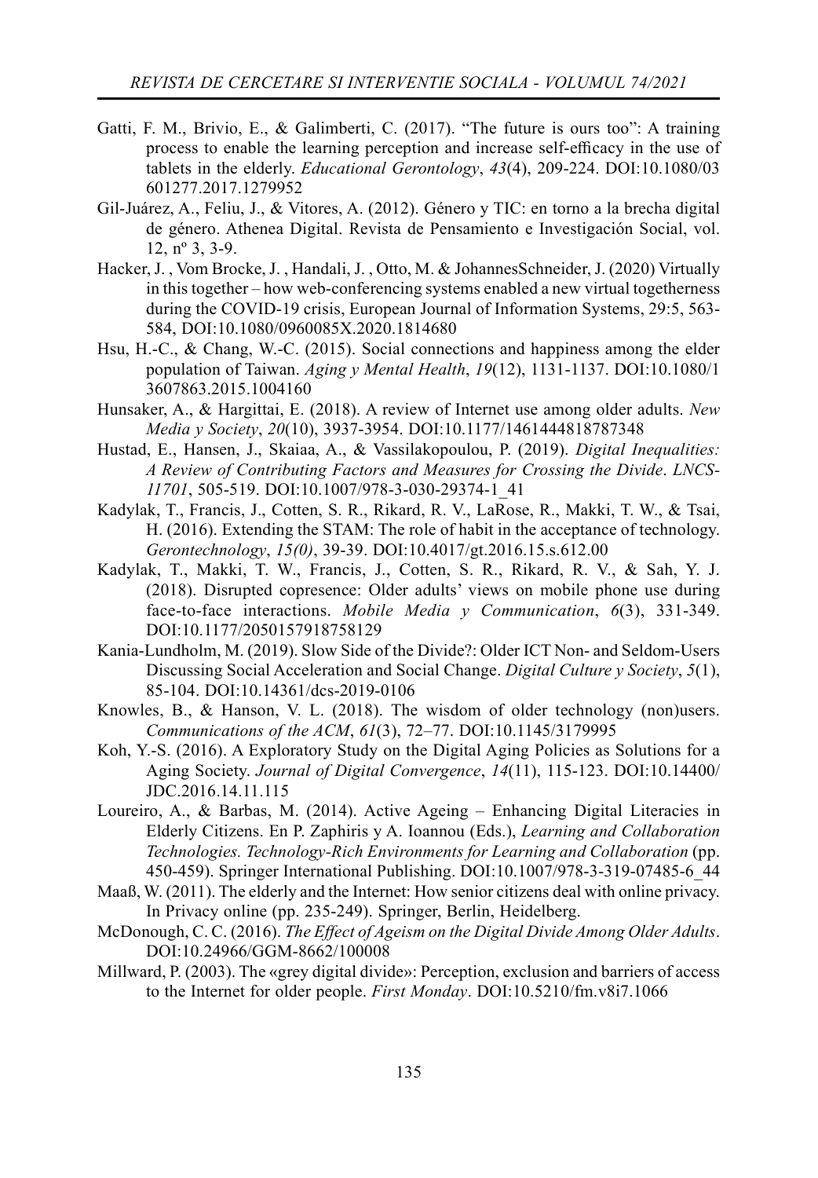Gatti, F. M., Brivio, E., & Galimberti, C. (2017). "The future is ours too": A training process to enable the learning perception and increase self-efficacy in the use of tablets in the elderly. *Educational Gerontology*, *43*(4), 209-224. DOI:10.1080/03601277.2017.1279952

Gil-Juárez, A., Feliu, J., & Vitores, A. (2012). Género y TIC: en torno a la brecha digital de género. Athenea Digital. Revista de Pensamiento e Investigación Social, vol. 12, nº 3, 3-9.

Hacker, J. , Vom Brocke, J. , Handali, J. , Otto, M. & JohannesSchneider, J. (2020) Virtually in this together – how web-conferencing systems enabled a new virtual togetherness during the COVID-19 crisis, European Journal of Information Systems, 29:5, 563-584, DOI:10.1080/0960085X.2020.1814680

Hsu, H.-C., & Chang, W.-C. (2015). Social connections and happiness among the elder population of Taiwan. *Aging y Mental Health*, *19*(12), 1131-1137. DOI:10.1080/13607863.2015.1004160

Hunsaker, A., & Hargittai, E. (2018). A review of Internet use among older adults. *New Media y Society*, *20*(10), 3937-3954. DOI:10.1177/1461444818787348

Hustad, E., Hansen, J., Skaiaa, A., & Vassilakopoulou, P. (2019). *Digital Inequalities: A Review of Contributing Factors and Measures for Crossing the Divide*. *LNCS-11701*, 505-519. DOI:10.1007/978-3-030-29374-1_41

Kadylak, T., Francis, J., Cotten, S. R., Rikard, R. V., LaRose, R., Makki, T. W., & Tsai, H. (2016). Extending the STAM: The role of habit in the acceptance of technology. *Gerontechnology*, *15(0)*, 39-39. DOI:10.4017/gt.2016.15.s.612.00

Kadylak, T., Makki, T. W., Francis, J., Cotten, S. R., Rikard, R. V., & Sah, Y. J. (2018). Disrupted copresence: Older adults' views on mobile phone use during face-to-face interactions. *Mobile Media y Communication*, *6*(3), 331-349. DOI:10.1177/2050157918758129

Kania-Lundholm, M. (2019). Slow Side of the Divide?: Older ICT Non- and Seldom-Users Discussing Social Acceleration and Social Change. *Digital Culture y Society*, *5*(1), 85-104. DOI:10.14361/dcs-2019-0106

Knowles, B., & Hanson, V. L. (2018). The wisdom of older technology (non)users. *Communications of the ACM*, *61*(3), 72–77. DOI:10.1145/3179995

Koh, Y.-S. (2016). A Exploratory Study on the Digital Aging Policies as Solutions for a Aging Society. *Journal of Digital Convergence*, *14*(11), 115-123. DOI:10.14400/JDC.2016.14.11.115

Loureiro, A., & Barbas, M. (2014). Active Ageing – Enhancing Digital Literacies in Elderly Citizens. En P. Zaphiris y A. Ioannou (Eds.), *Learning and Collaboration Technologies. Technology-Rich Environments for Learning and Collaboration* (pp. 450-459). Springer International Publishing. DOI:10.1007/978-3-319-07485-6_44

Maaß, W. (2011). The elderly and the Internet: How senior citizens deal with online privacy. In Privacy online (pp. 235-249). Springer, Berlin, Heidelberg.

McDonough, C. C. (2016). *The Effect of Ageism on the Digital Divide Among Older Adults*. DOI:10.24966/GGM-8662/100008

Millward, P. (2003). The «grey digital divide»: Perception, exclusion and barriers of access to the Internet for older people. *First Monday*. DOI:10.5210/fm.v8i7.1066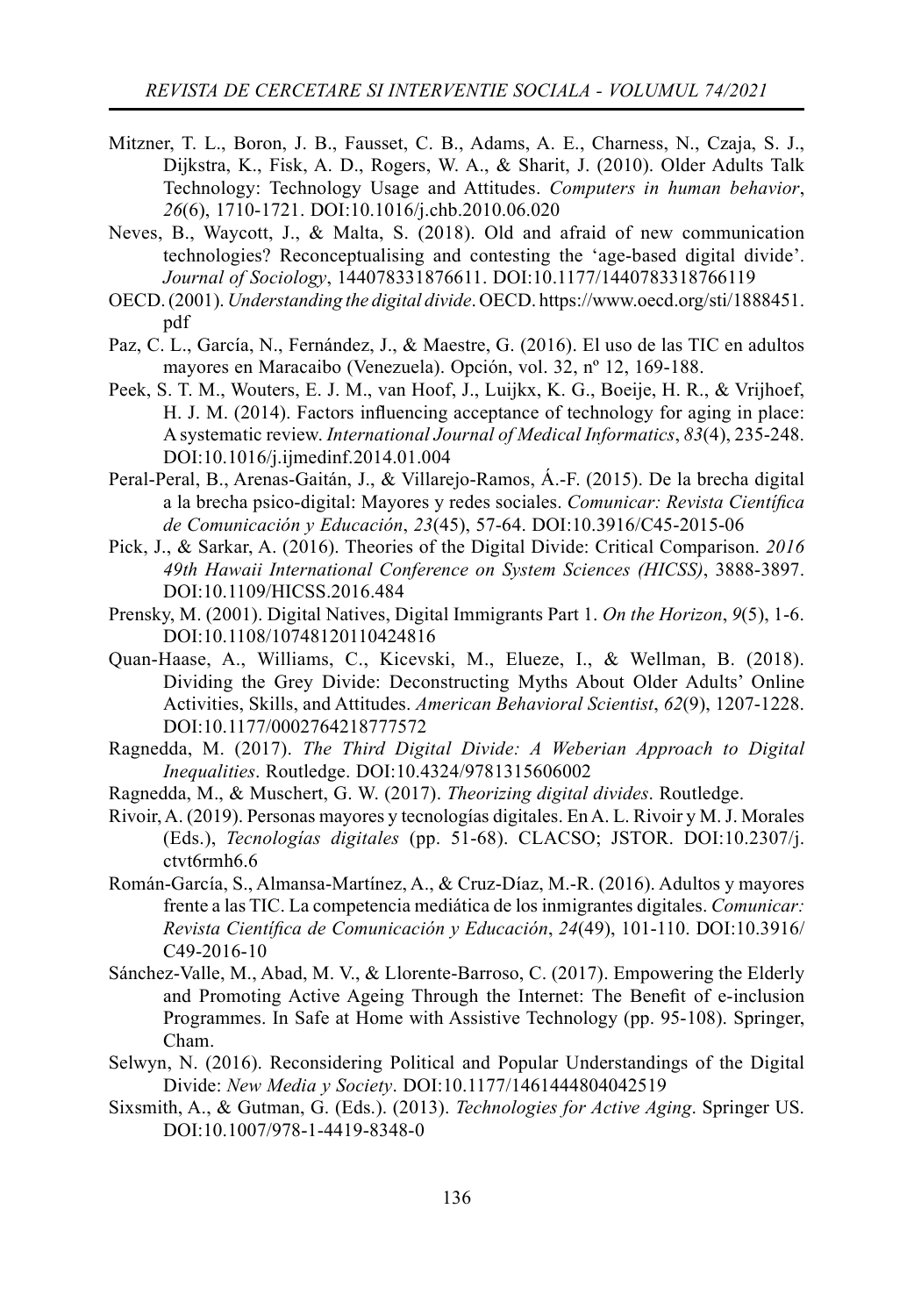Mitzner, T. L., Boron, J. B., Fausset, C. B., Adams, A. E., Charness, N., Czaja, S. J., Dijkstra, K., Fisk, A. D., Rogers, W. A., & Sharit, J. (2010). Older Adults Talk Technology: Technology Usage and Attitudes. *Computers in human behavior*, *26*(6), 1710-1721. DOI:10.1016/j.chb.2010.06.020

Neves, B., Waycott, J., & Malta, S. (2018). Old and afraid of new communication technologies? Reconceptualising and contesting the 'age-based digital divide'. *Journal of Sociology*, 144078331876611. DOI:10.1177/1440783318766119

OECD. (2001). *Understanding the digital divide*. OECD. https://www.oecd.org/sti/1888451.pdf

Paz, C. L., García, N., Fernández, J., & Maestre, G. (2016). El uso de las TIC en adultos mayores en Maracaibo (Venezuela). Opción, vol. 32, nº 12, 169-188.

Peek, S. T. M., Wouters, E. J. M., van Hoof, J., Luijkx, K. G., Boeije, H. R., & Vrijhoef, H. J. M. (2014). Factors influencing acceptance of technology for aging in place: A systematic review. *International Journal of Medical Informatics*, *83*(4), 235-248. DOI:10.1016/j.ijmedinf.2014.01.004

Peral-Peral, B., Arenas-Gaitán, J., & Villarejo-Ramos, Á.-F. (2015). De la brecha digital a la brecha psico-digital: Mayores y redes sociales. *Comunicar: Revista Científica de Comunicación y Educación*, *23*(45), 57-64. DOI:10.3916/C45-2015-06

Pick, J., & Sarkar, A. (2016). Theories of the Digital Divide: Critical Comparison. *2016 49th Hawaii International Conference on System Sciences (HICSS)*, 3888-3897. DOI:10.1109/HICSS.2016.484

Prensky, M. (2001). Digital Natives, Digital Immigrants Part 1. *On the Horizon*, *9*(5), 1-6. DOI:10.1108/10748120110424816

Quan-Haase, A., Williams, C., Kicevski, M., Elueze, I., & Wellman, B. (2018). Dividing the Grey Divide: Deconstructing Myths About Older Adults' Online Activities, Skills, and Attitudes. *American Behavioral Scientist*, *62*(9), 1207-1228. DOI:10.1177/0002764218777572

Ragnedda, M. (2017). *The Third Digital Divide: A Weberian Approach to Digital Inequalities*. Routledge. DOI:10.4324/9781315606002

Ragnedda, M., & Muschert, G. W. (2017). *Theorizing digital divides*. Routledge.

Rivoir, A. (2019). Personas mayores y tecnologías digitales. En A. L. Rivoir y M. J. Morales (Eds.), *Tecnologías digitales* (pp. 51-68). CLACSO; JSTOR. DOI:10.2307/j.ctvt6rmh6.6

Román-García, S., Almansa-Martínez, A., & Cruz-Díaz, M.-R. (2016). Adultos y mayores frente a las TIC. La competencia mediática de los inmigrantes digitales. *Comunicar: Revista Científica de Comunicación y Educación*, *24*(49), 101-110. DOI:10.3916/C49-2016-10

Sánchez-Valle, M., Abad, M. V., & Llorente-Barroso, C. (2017). Empowering the Elderly and Promoting Active Ageing Through the Internet: The Benefit of e-inclusion Programmes. In Safe at Home with Assistive Technology (pp. 95-108). Springer, Cham.

Selwyn, N. (2016). Reconsidering Political and Popular Understandings of the Digital Divide: *New Media y Society*. DOI:10.1177/1461444804042519

Sixsmith, A., & Gutman, G. (Eds.). (2013). *Technologies for Active Aging*. Springer US. DOI:10.1007/978-1-4419-8348-0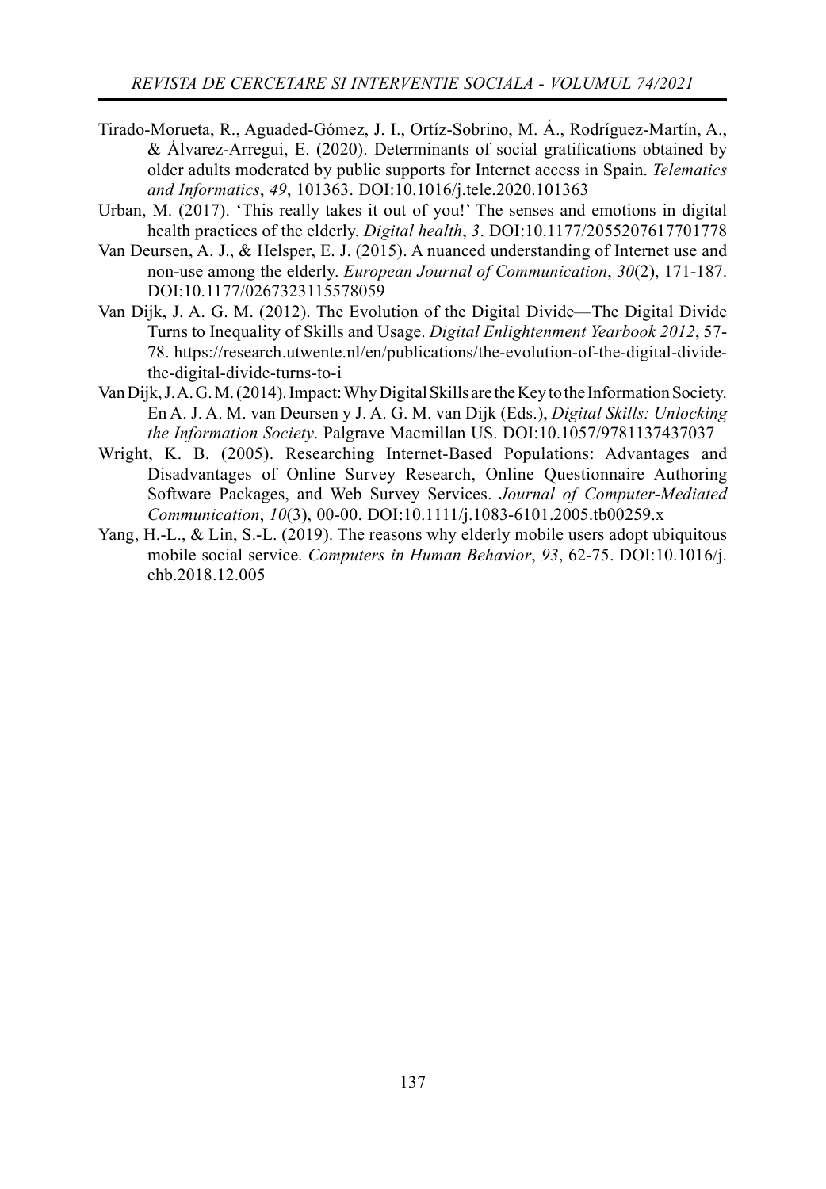Tirado-Morueta, R., Aguaded-Gómez, J. I., Ortíz-Sobrino, M. Á., Rodríguez-Martín, A., & Álvarez-Arregui, E. (2020). Determinants of social gratifications obtained by older adults moderated by public supports for Internet access in Spain. *Telematics and Informatics*, *49*, 101363. DOI:10.1016/j.tele.2020.101363

Urban, M. (2017). 'This really takes it out of you!' The senses and emotions in digital health practices of the elderly. *Digital health*, *3*. DOI:10.1177/2055207617701778

Van Deursen, A. J., & Helsper, E. J. (2015). A nuanced understanding of Internet use and non-use among the elderly. *European Journal of Communication*, *30*(2), 171-187. DOI:10.1177/0267323115578059

Van Dijk, J. A. G. M. (2012). The Evolution of the Digital Divide—The Digital Divide Turns to Inequality of Skills and Usage. *Digital Enlightenment Yearbook 2012*, 57-78. https://research.utwente.nl/en/publications/the-evolution-of-the-digital-divide-the-digital-divide-turns-to-i

Van Dijk, J. A. G. M. (2014). Impact: Why Digital Skills are the Key to the Information Society. En A. J. A. M. van Deursen y J. A. G. M. van Dijk (Eds.), *Digital Skills: Unlocking the Information Society*. Palgrave Macmillan US. DOI:10.1057/9781137437037

Wright, K. B. (2005). Researching Internet-Based Populations: Advantages and Disadvantages of Online Survey Research, Online Questionnaire Authoring Software Packages, and Web Survey Services. *Journal of Computer-Mediated Communication*, *10*(3), 00-00. DOI:10.1111/j.1083-6101.2005.tb00259.x

Yang, H.-L., & Lin, S.-L. (2019). The reasons why elderly mobile users adopt ubiquitous mobile social service. *Computers in Human Behavior*, *93*, 62-75. DOI:10.1016/j.chb.2018.12.005